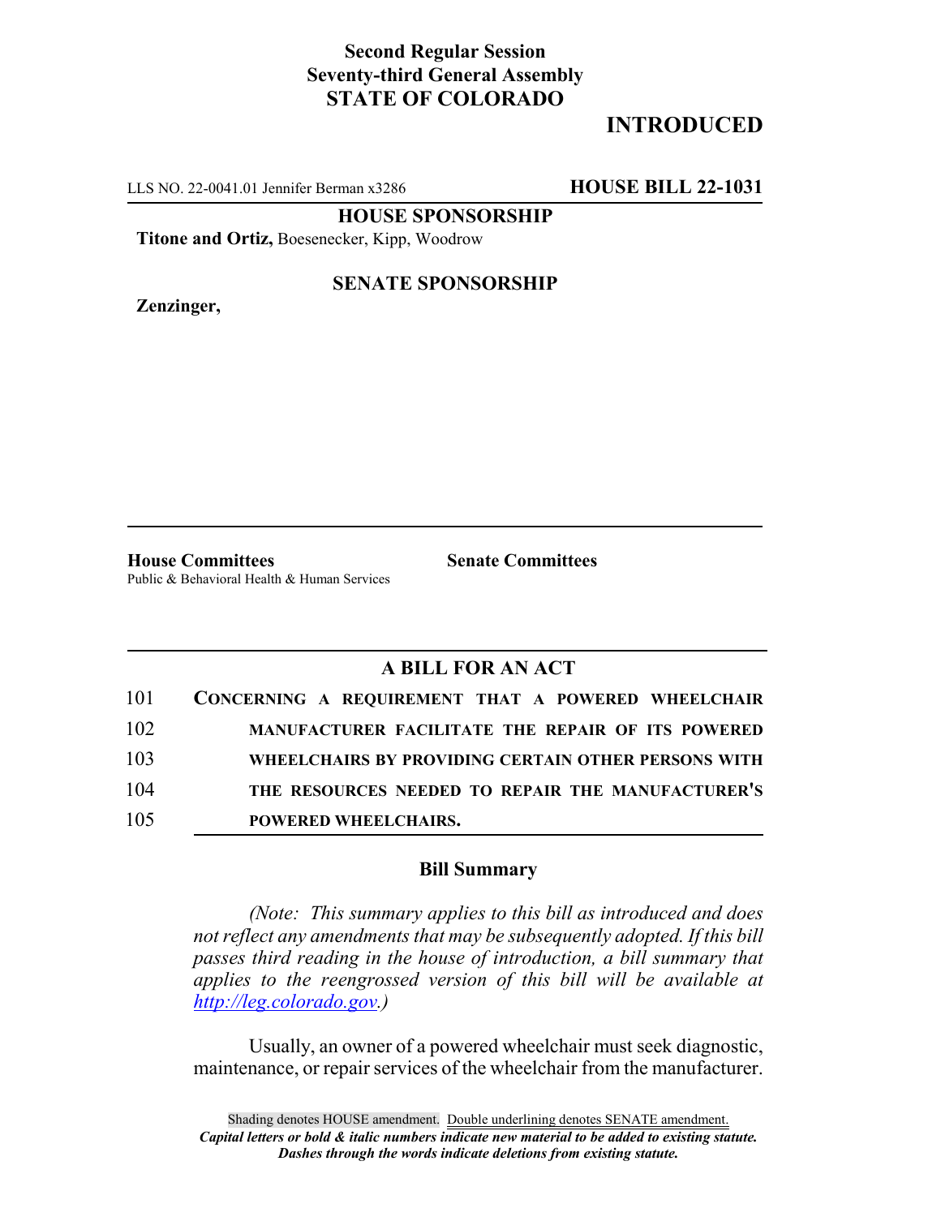**Second Regular Session**
**Seventy-third General Assembly**
**STATE OF COLORADO**

# INTRODUCED

LLS NO. 22-0041.01 Jennifer Berman x3286 **HOUSE BILL 22-1031**

**HOUSE SPONSORSHIP**

**Titone and Ortiz,** Boesenecker, Kipp, Woodrow

**SENATE SPONSORSHIP**

**Zenzinger,**

**House Committees**
Public & Behavioral Health & Human Services

**Senate Committees**

## A BILL FOR AN ACT

101 **CONCERNING A REQUIREMENT THAT A POWERED WHEELCHAIR**
102 **MANUFACTURER FACILITATE THE REPAIR OF ITS POWERED**
103 **WHEELCHAIRS BY PROVIDING CERTAIN OTHER PERSONS WITH**
104 **THE RESOURCES NEEDED TO REPAIR THE MANUFACTURER'S**
105 **POWERED WHEELCHAIRS.**

### Bill Summary

*(Note: This summary applies to this bill as introduced and does not reflect any amendments that may be subsequently adopted. If this bill passes third reading in the house of introduction, a bill summary that applies to the reengrossed version of this bill will be available at http://leg.colorado.gov.)*

Usually, an owner of a powered wheelchair must seek diagnostic, maintenance, or repair services of the wheelchair from the manufacturer.

Shading denotes HOUSE amendment. Double underlining denotes SENATE amendment.
***Capital letters or bold & italic numbers indicate new material to be added to existing statute.***
***Dashes through the words indicate deletions from existing statute.***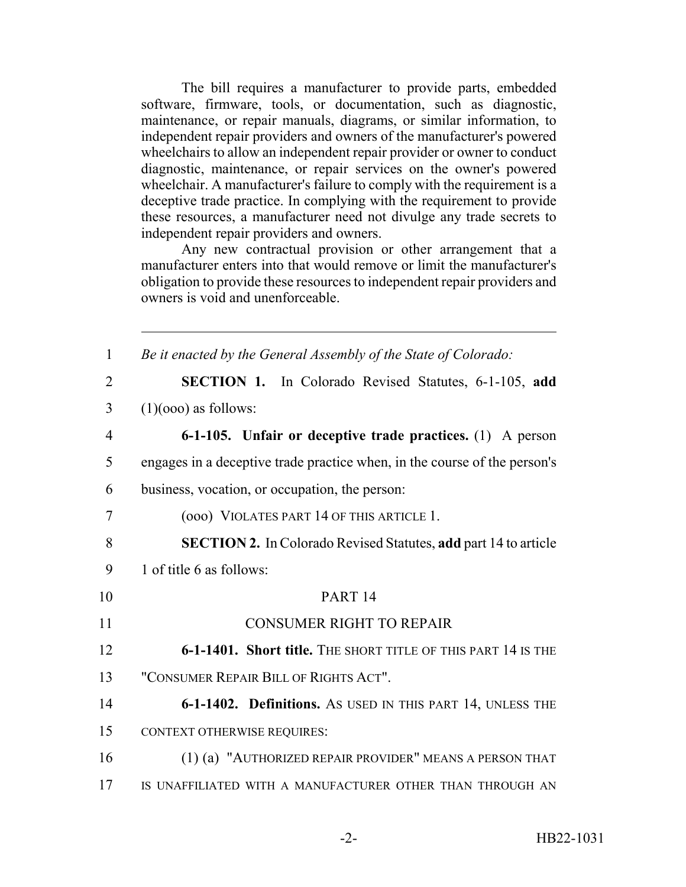The bill requires a manufacturer to provide parts, embedded software, firmware, tools, or documentation, such as diagnostic, maintenance, or repair manuals, diagrams, or similar information, to independent repair providers and owners of the manufacturer's powered wheelchairs to allow an independent repair provider or owner to conduct diagnostic, maintenance, or repair services on the owner's powered wheelchair. A manufacturer's failure to comply with the requirement is a deceptive trade practice. In complying with the requirement to provide these resources, a manufacturer need not divulge any trade secrets to independent repair providers and owners.

Any new contractual provision or other arrangement that a manufacturer enters into that would remove or limit the manufacturer's obligation to provide these resources to independent repair providers and owners is void and unenforceable.

---

1 *Be it enacted by the General Assembly of the State of Colorado:*

2 **SECTION 1.** In Colorado Revised Statutes, 6-1-105, **add**
3 (1)(ooo) as follows:

4 **6-1-105. Unfair or deceptive trade practices.** (1) A person
5 engages in a deceptive trade practice when, in the course of the person's
6 business, vocation, or occupation, the person:

7 (ooo) VIOLATES PART 14 OF THIS ARTICLE 1.

8 **SECTION 2.** In Colorado Revised Statutes, **add** part 14 to article
9 1 of title 6 as follows:

10 PART 14

11 CONSUMER RIGHT TO REPAIR

12 **6-1-1401. Short title.** THE SHORT TITLE OF THIS PART 14 IS THE
13 "CONSUMER REPAIR BILL OF RIGHTS ACT".

14 **6-1-1402. Definitions.** AS USED IN THIS PART 14, UNLESS THE
15 CONTEXT OTHERWISE REQUIRES:

16 (1) (a) "AUTHORIZED REPAIR PROVIDER" MEANS A PERSON THAT
17 IS UNAFFILIATED WITH A MANUFACTURER OTHER THAN THROUGH AN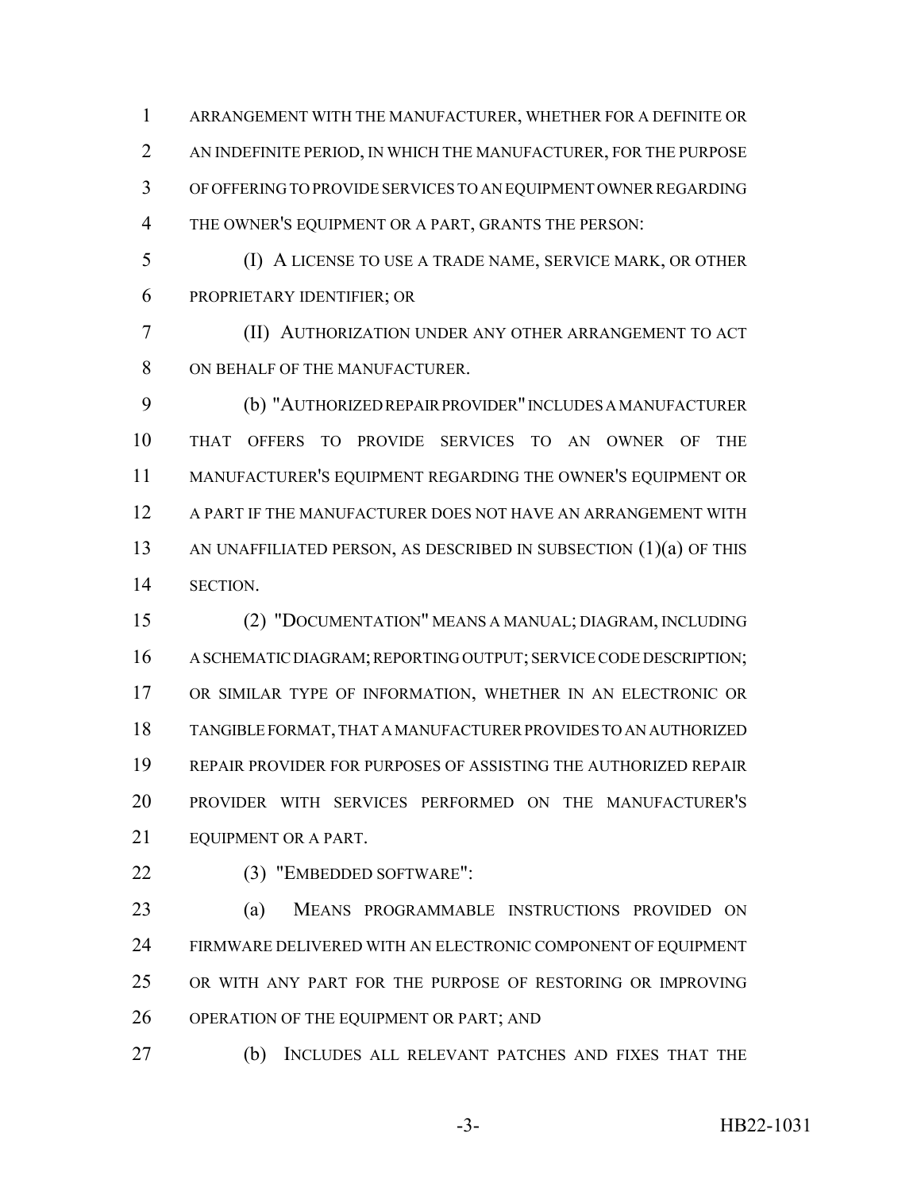ARRANGEMENT WITH THE MANUFACTURER, WHETHER FOR A DEFINITE OR AN INDEFINITE PERIOD, IN WHICH THE MANUFACTURER, FOR THE PURPOSE OF OFFERING TO PROVIDE SERVICES TO AN EQUIPMENT OWNER REGARDING THE OWNER'S EQUIPMENT OR A PART, GRANTS THE PERSON:

(I) A LICENSE TO USE A TRADE NAME, SERVICE MARK, OR OTHER PROPRIETARY IDENTIFIER; OR

(II) AUTHORIZATION UNDER ANY OTHER ARRANGEMENT TO ACT ON BEHALF OF THE MANUFACTURER.

(b) "AUTHORIZED REPAIR PROVIDER" INCLUDES A MANUFACTURER THAT OFFERS TO PROVIDE SERVICES TO AN OWNER OF THE MANUFACTURER'S EQUIPMENT REGARDING THE OWNER'S EQUIPMENT OR A PART IF THE MANUFACTURER DOES NOT HAVE AN ARRANGEMENT WITH AN UNAFFILIATED PERSON, AS DESCRIBED IN SUBSECTION (1)(a) OF THIS SECTION.

(2) "DOCUMENTATION" MEANS A MANUAL; DIAGRAM, INCLUDING A SCHEMATIC DIAGRAM; REPORTING OUTPUT; SERVICE CODE DESCRIPTION; OR SIMILAR TYPE OF INFORMATION, WHETHER IN AN ELECTRONIC OR TANGIBLE FORMAT, THAT A MANUFACTURER PROVIDES TO AN AUTHORIZED REPAIR PROVIDER FOR PURPOSES OF ASSISTING THE AUTHORIZED REPAIR PROVIDER WITH SERVICES PERFORMED ON THE MANUFACTURER'S EQUIPMENT OR A PART.

(3) "EMBEDDED SOFTWARE":

(a) MEANS PROGRAMMABLE INSTRUCTIONS PROVIDED ON FIRMWARE DELIVERED WITH AN ELECTRONIC COMPONENT OF EQUIPMENT OR WITH ANY PART FOR THE PURPOSE OF RESTORING OR IMPROVING OPERATION OF THE EQUIPMENT OR PART; AND

(b) INCLUDES ALL RELEVANT PATCHES AND FIXES THAT THE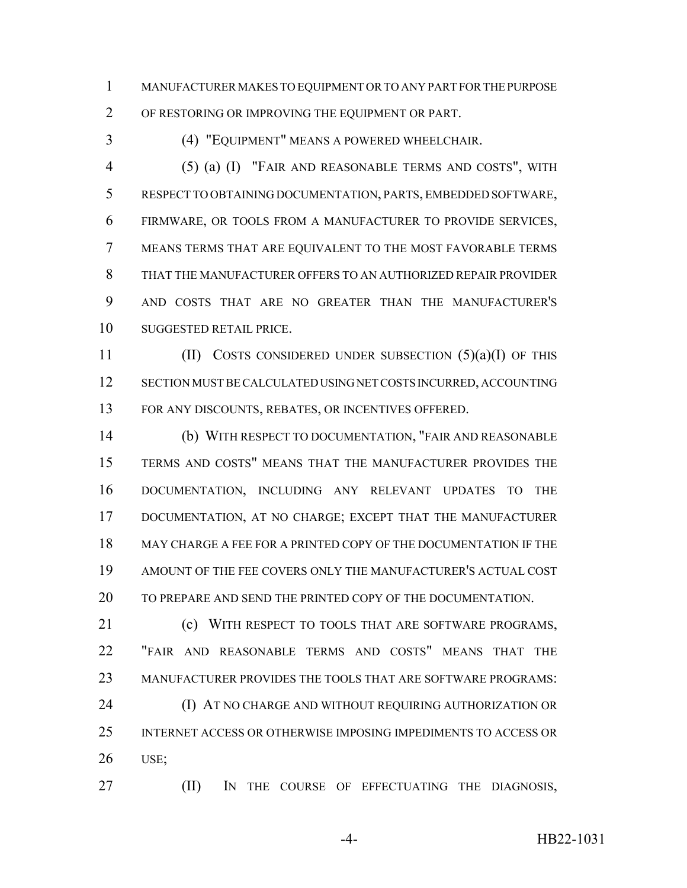MANUFACTURER MAKES TO EQUIPMENT OR TO ANY PART FOR THE PURPOSE OF RESTORING OR IMPROVING THE EQUIPMENT OR PART.

(4) "EQUIPMENT" MEANS A POWERED WHEELCHAIR.

(5) (a) (I) "FAIR AND REASONABLE TERMS AND COSTS", WITH RESPECT TO OBTAINING DOCUMENTATION, PARTS, EMBEDDED SOFTWARE, FIRMWARE, OR TOOLS FROM A MANUFACTURER TO PROVIDE SERVICES, MEANS TERMS THAT ARE EQUIVALENT TO THE MOST FAVORABLE TERMS THAT THE MANUFACTURER OFFERS TO AN AUTHORIZED REPAIR PROVIDER AND COSTS THAT ARE NO GREATER THAN THE MANUFACTURER'S SUGGESTED RETAIL PRICE.

(II) COSTS CONSIDERED UNDER SUBSECTION (5)(a)(I) OF THIS SECTION MUST BE CALCULATED USING NET COSTS INCURRED, ACCOUNTING FOR ANY DISCOUNTS, REBATES, OR INCENTIVES OFFERED.

(b) WITH RESPECT TO DOCUMENTATION, "FAIR AND REASONABLE TERMS AND COSTS" MEANS THAT THE MANUFACTURER PROVIDES THE DOCUMENTATION, INCLUDING ANY RELEVANT UPDATES TO THE DOCUMENTATION, AT NO CHARGE; EXCEPT THAT THE MANUFACTURER MAY CHARGE A FEE FOR A PRINTED COPY OF THE DOCUMENTATION IF THE AMOUNT OF THE FEE COVERS ONLY THE MANUFACTURER'S ACTUAL COST TO PREPARE AND SEND THE PRINTED COPY OF THE DOCUMENTATION.

(c) WITH RESPECT TO TOOLS THAT ARE SOFTWARE PROGRAMS, "FAIR AND REASONABLE TERMS AND COSTS" MEANS THAT THE MANUFACTURER PROVIDES THE TOOLS THAT ARE SOFTWARE PROGRAMS:

(I) AT NO CHARGE AND WITHOUT REQUIRING AUTHORIZATION OR INTERNET ACCESS OR OTHERWISE IMPOSING IMPEDIMENTS TO ACCESS OR USE;

(II) IN THE COURSE OF EFFECTUATING THE DIAGNOSIS,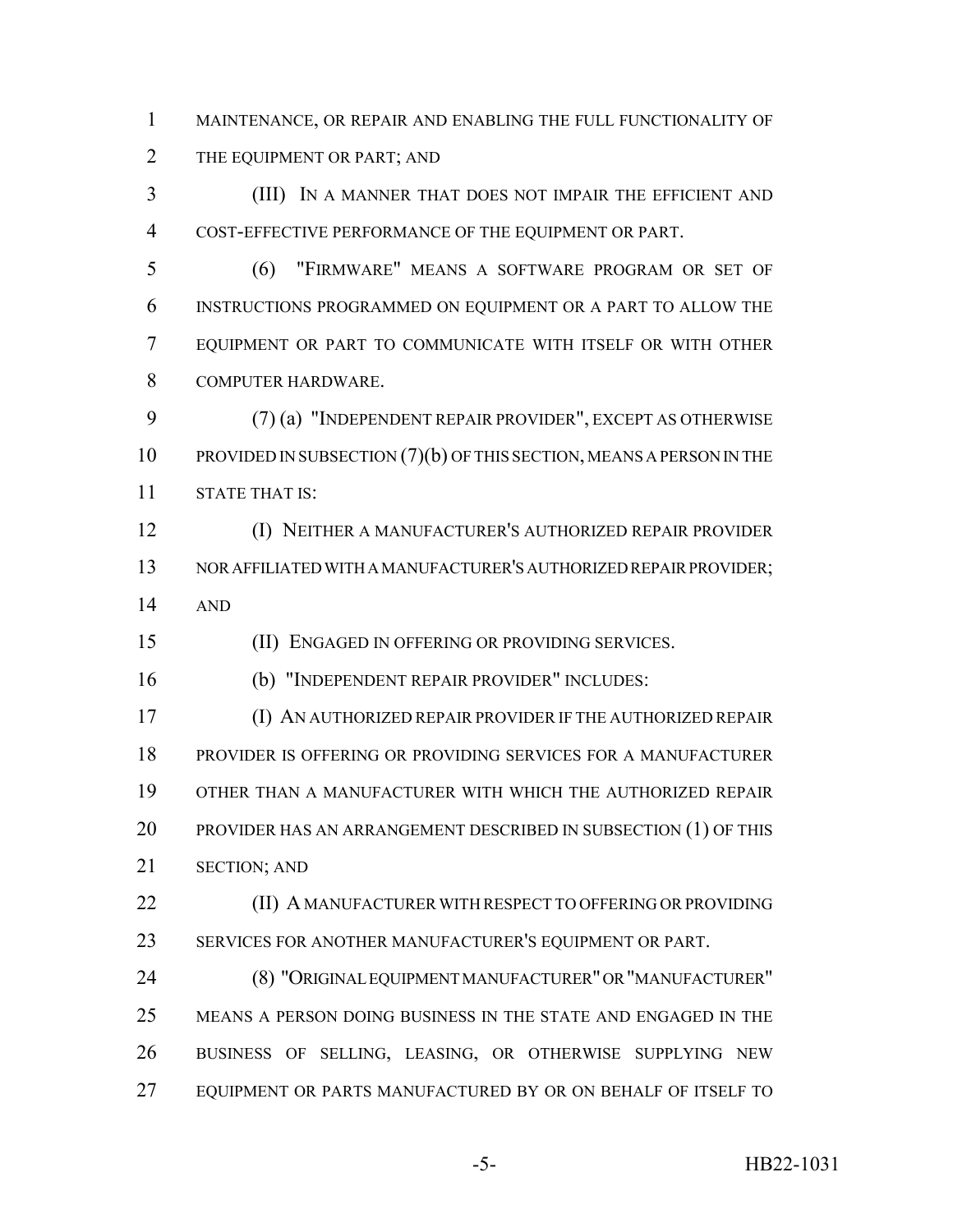MAINTENANCE, OR REPAIR AND ENABLING THE FULL FUNCTIONALITY OF THE EQUIPMENT OR PART; AND

(III) IN A MANNER THAT DOES NOT IMPAIR THE EFFICIENT AND COST-EFFECTIVE PERFORMANCE OF THE EQUIPMENT OR PART.

(6) "FIRMWARE" MEANS A SOFTWARE PROGRAM OR SET OF INSTRUCTIONS PROGRAMMED ON EQUIPMENT OR A PART TO ALLOW THE EQUIPMENT OR PART TO COMMUNICATE WITH ITSELF OR WITH OTHER COMPUTER HARDWARE.

(7) (a) "INDEPENDENT REPAIR PROVIDER", EXCEPT AS OTHERWISE PROVIDED IN SUBSECTION (7)(b) OF THIS SECTION, MEANS A PERSON IN THE STATE THAT IS:

(I) NEITHER A MANUFACTURER'S AUTHORIZED REPAIR PROVIDER NOR AFFILIATED WITH A MANUFACTURER'S AUTHORIZED REPAIR PROVIDER; AND

(II) ENGAGED IN OFFERING OR PROVIDING SERVICES.

(b) "INDEPENDENT REPAIR PROVIDER" INCLUDES:

(I) AN AUTHORIZED REPAIR PROVIDER IF THE AUTHORIZED REPAIR PROVIDER IS OFFERING OR PROVIDING SERVICES FOR A MANUFACTURER OTHER THAN A MANUFACTURER WITH WHICH THE AUTHORIZED REPAIR PROVIDER HAS AN ARRANGEMENT DESCRIBED IN SUBSECTION (1) OF THIS SECTION; AND

(II) A MANUFACTURER WITH RESPECT TO OFFERING OR PROVIDING SERVICES FOR ANOTHER MANUFACTURER'S EQUIPMENT OR PART.

(8) "ORIGINAL EQUIPMENT MANUFACTURER" OR "MANUFACTURER" MEANS A PERSON DOING BUSINESS IN THE STATE AND ENGAGED IN THE BUSINESS OF SELLING, LEASING, OR OTHERWISE SUPPLYING NEW EQUIPMENT OR PARTS MANUFACTURED BY OR ON BEHALF OF ITSELF TO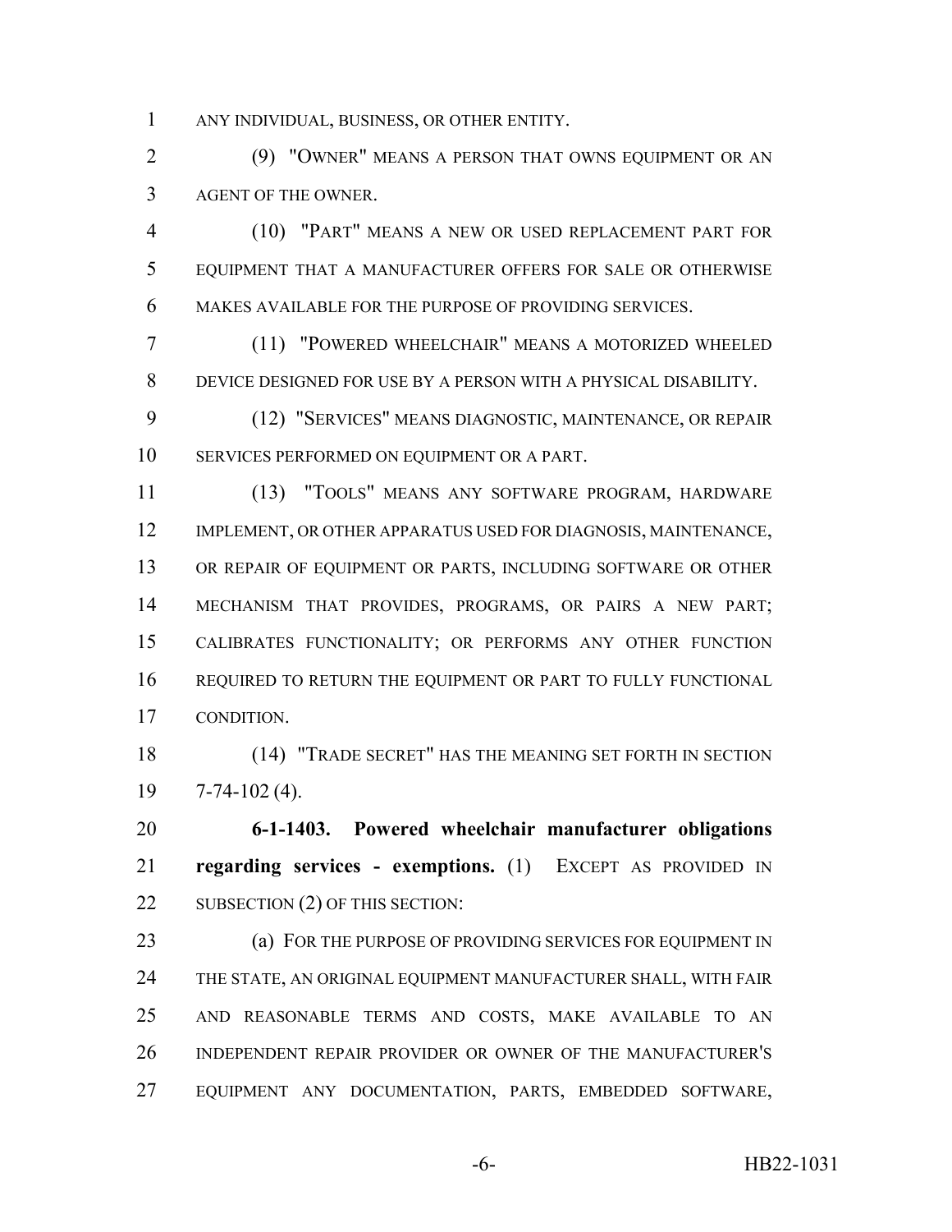ANY INDIVIDUAL, BUSINESS, OR OTHER ENTITY.

(9) "OWNER" MEANS A PERSON THAT OWNS EQUIPMENT OR AN AGENT OF THE OWNER.

(10) "PART" MEANS A NEW OR USED REPLACEMENT PART FOR EQUIPMENT THAT A MANUFACTURER OFFERS FOR SALE OR OTHERWISE MAKES AVAILABLE FOR THE PURPOSE OF PROVIDING SERVICES.

(11) "POWERED WHEELCHAIR" MEANS A MOTORIZED WHEELED DEVICE DESIGNED FOR USE BY A PERSON WITH A PHYSICAL DISABILITY.

(12) "SERVICES" MEANS DIAGNOSTIC, MAINTENANCE, OR REPAIR SERVICES PERFORMED ON EQUIPMENT OR A PART.

(13) "TOOLS" MEANS ANY SOFTWARE PROGRAM, HARDWARE IMPLEMENT, OR OTHER APPARATUS USED FOR DIAGNOSIS, MAINTENANCE, OR REPAIR OF EQUIPMENT OR PARTS, INCLUDING SOFTWARE OR OTHER MECHANISM THAT PROVIDES, PROGRAMS, OR PAIRS A NEW PART; CALIBRATES FUNCTIONALITY; OR PERFORMS ANY OTHER FUNCTION REQUIRED TO RETURN THE EQUIPMENT OR PART TO FULLY FUNCTIONAL CONDITION.

(14) "TRADE SECRET" HAS THE MEANING SET FORTH IN SECTION 7-74-102 (4).

**6-1-1403. Powered wheelchair manufacturer obligations regarding services - exemptions.** (1) EXCEPT AS PROVIDED IN SUBSECTION (2) OF THIS SECTION:

(a) FOR THE PURPOSE OF PROVIDING SERVICES FOR EQUIPMENT IN THE STATE, AN ORIGINAL EQUIPMENT MANUFACTURER SHALL, WITH FAIR AND REASONABLE TERMS AND COSTS, MAKE AVAILABLE TO AN INDEPENDENT REPAIR PROVIDER OR OWNER OF THE MANUFACTURER'S EQUIPMENT ANY DOCUMENTATION, PARTS, EMBEDDED SOFTWARE,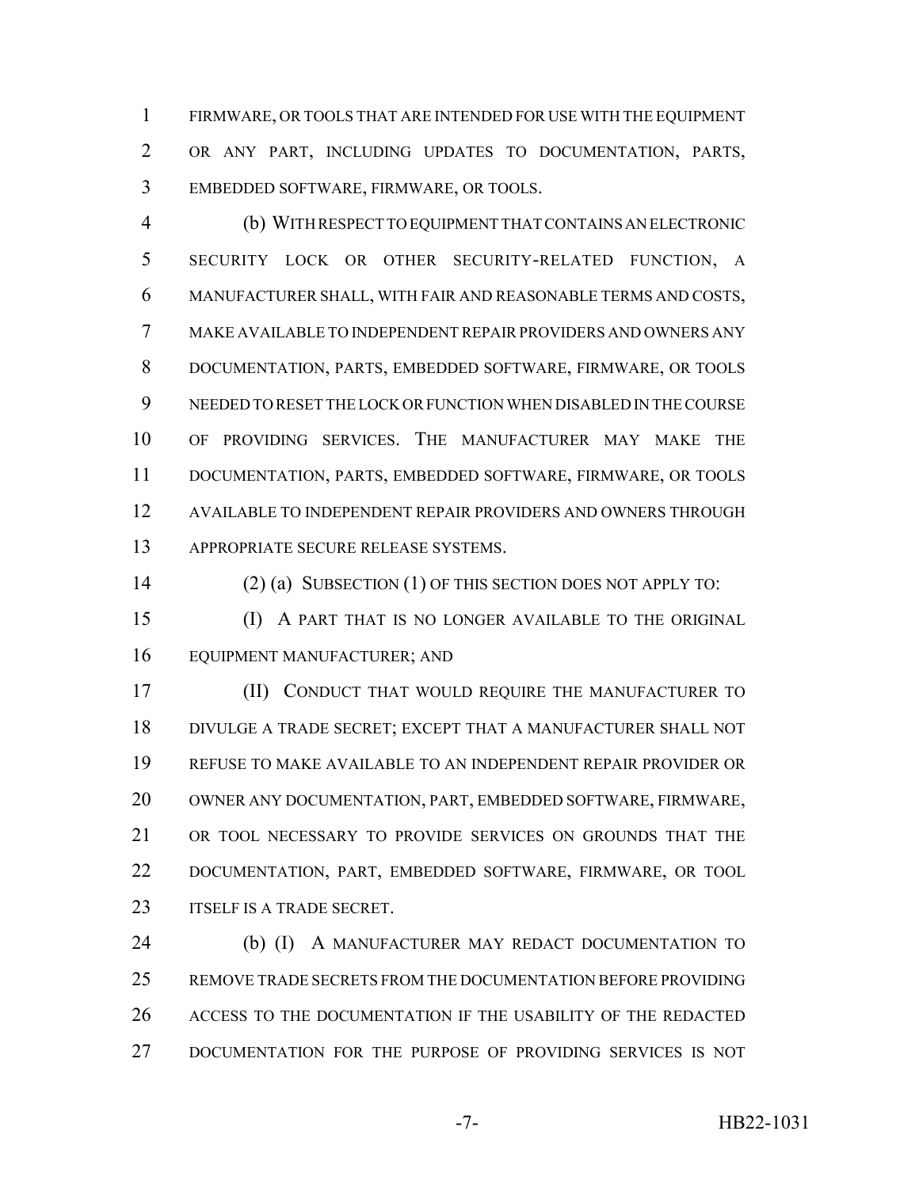FIRMWARE, OR TOOLS THAT ARE INTENDED FOR USE WITH THE EQUIPMENT OR ANY PART, INCLUDING UPDATES TO DOCUMENTATION, PARTS, EMBEDDED SOFTWARE, FIRMWARE, OR TOOLS.

(b) WITH RESPECT TO EQUIPMENT THAT CONTAINS AN ELECTRONIC SECURITY LOCK OR OTHER SECURITY-RELATED FUNCTION, A MANUFACTURER SHALL, WITH FAIR AND REASONABLE TERMS AND COSTS, MAKE AVAILABLE TO INDEPENDENT REPAIR PROVIDERS AND OWNERS ANY DOCUMENTATION, PARTS, EMBEDDED SOFTWARE, FIRMWARE, OR TOOLS NEEDED TO RESET THE LOCK OR FUNCTION WHEN DISABLED IN THE COURSE OF PROVIDING SERVICES. THE MANUFACTURER MAY MAKE THE DOCUMENTATION, PARTS, EMBEDDED SOFTWARE, FIRMWARE, OR TOOLS AVAILABLE TO INDEPENDENT REPAIR PROVIDERS AND OWNERS THROUGH APPROPRIATE SECURE RELEASE SYSTEMS.

(2) (a) SUBSECTION (1) OF THIS SECTION DOES NOT APPLY TO:

(I) A PART THAT IS NO LONGER AVAILABLE TO THE ORIGINAL EQUIPMENT MANUFACTURER; AND

(II) CONDUCT THAT WOULD REQUIRE THE MANUFACTURER TO DIVULGE A TRADE SECRET; EXCEPT THAT A MANUFACTURER SHALL NOT REFUSE TO MAKE AVAILABLE TO AN INDEPENDENT REPAIR PROVIDER OR OWNER ANY DOCUMENTATION, PART, EMBEDDED SOFTWARE, FIRMWARE, OR TOOL NECESSARY TO PROVIDE SERVICES ON GROUNDS THAT THE DOCUMENTATION, PART, EMBEDDED SOFTWARE, FIRMWARE, OR TOOL ITSELF IS A TRADE SECRET.

(b) (I) A MANUFACTURER MAY REDACT DOCUMENTATION TO REMOVE TRADE SECRETS FROM THE DOCUMENTATION BEFORE PROVIDING ACCESS TO THE DOCUMENTATION IF THE USABILITY OF THE REDACTED DOCUMENTATION FOR THE PURPOSE OF PROVIDING SERVICES IS NOT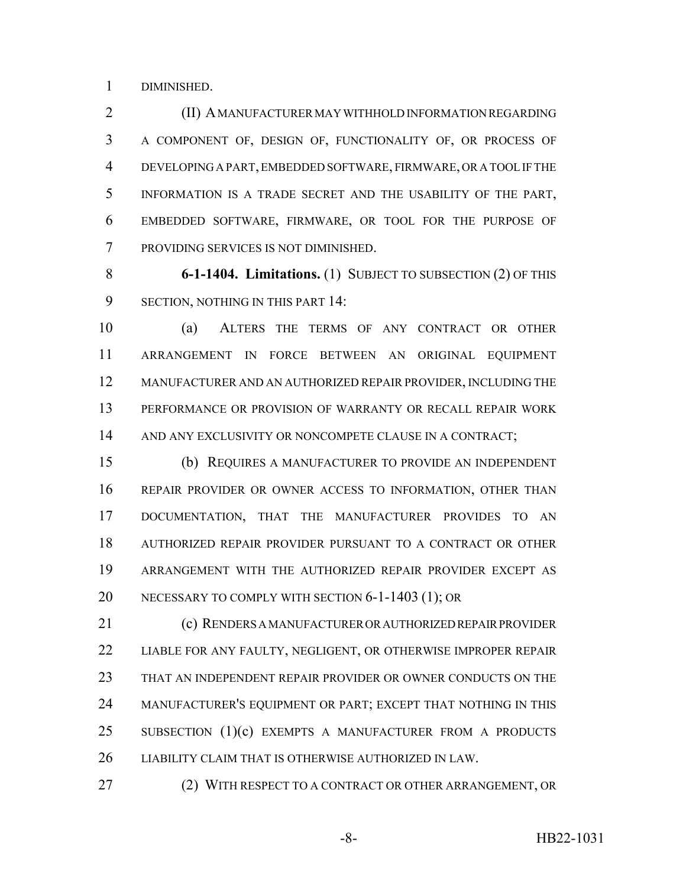DIMINISHED.

(II) A MANUFACTURER MAY WITHHOLD INFORMATION REGARDING A COMPONENT OF, DESIGN OF, FUNCTIONALITY OF, OR PROCESS OF DEVELOPING A PART, EMBEDDED SOFTWARE, FIRMWARE, OR A TOOL IF THE INFORMATION IS A TRADE SECRET AND THE USABILITY OF THE PART, EMBEDDED SOFTWARE, FIRMWARE, OR TOOL FOR THE PURPOSE OF PROVIDING SERVICES IS NOT DIMINISHED.

**6-1-1404. Limitations.** (1) SUBJECT TO SUBSECTION (2) OF THIS SECTION, NOTHING IN THIS PART 14:

(a) ALTERS THE TERMS OF ANY CONTRACT OR OTHER ARRANGEMENT IN FORCE BETWEEN AN ORIGINAL EQUIPMENT MANUFACTURER AND AN AUTHORIZED REPAIR PROVIDER, INCLUDING THE PERFORMANCE OR PROVISION OF WARRANTY OR RECALL REPAIR WORK AND ANY EXCLUSIVITY OR NONCOMPETE CLAUSE IN A CONTRACT;

(b) REQUIRES A MANUFACTURER TO PROVIDE AN INDEPENDENT REPAIR PROVIDER OR OWNER ACCESS TO INFORMATION, OTHER THAN DOCUMENTATION, THAT THE MANUFACTURER PROVIDES TO AN AUTHORIZED REPAIR PROVIDER PURSUANT TO A CONTRACT OR OTHER ARRANGEMENT WITH THE AUTHORIZED REPAIR PROVIDER EXCEPT AS NECESSARY TO COMPLY WITH SECTION 6-1-1403 (1); OR

(c) RENDERS A MANUFACTURER OR AUTHORIZED REPAIR PROVIDER LIABLE FOR ANY FAULTY, NEGLIGENT, OR OTHERWISE IMPROPER REPAIR THAT AN INDEPENDENT REPAIR PROVIDER OR OWNER CONDUCTS ON THE MANUFACTURER'S EQUIPMENT OR PART; EXCEPT THAT NOTHING IN THIS SUBSECTION (1)(c) EXEMPTS A MANUFACTURER FROM A PRODUCTS LIABILITY CLAIM THAT IS OTHERWISE AUTHORIZED IN LAW.

(2) WITH RESPECT TO A CONTRACT OR OTHER ARRANGEMENT, OR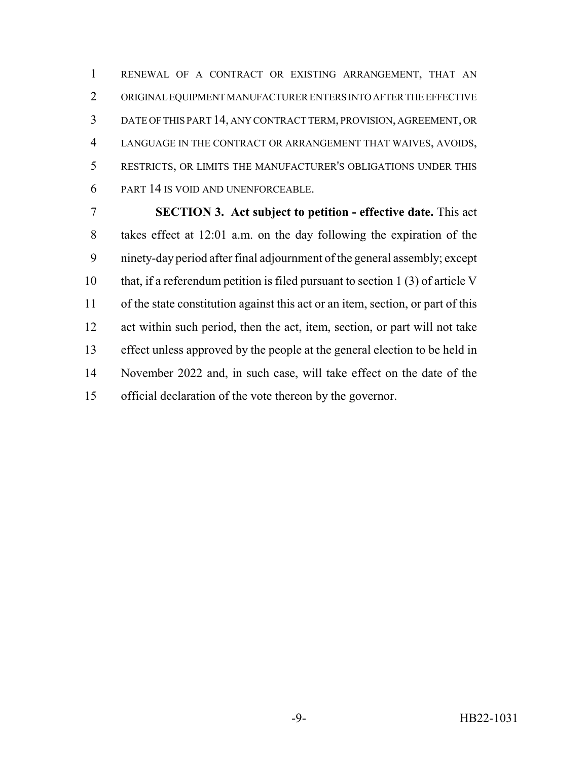RENEWAL OF A CONTRACT OR EXISTING ARRANGEMENT, THAT AN ORIGINAL EQUIPMENT MANUFACTURER ENTERS INTO AFTER THE EFFECTIVE DATE OF THIS PART 14, ANY CONTRACT TERM, PROVISION, AGREEMENT, OR LANGUAGE IN THE CONTRACT OR ARRANGEMENT THAT WAIVES, AVOIDS, RESTRICTS, OR LIMITS THE MANUFACTURER'S OBLIGATIONS UNDER THIS PART 14 IS VOID AND UNENFORCEABLE.

**SECTION 3. Act subject to petition - effective date.** This act takes effect at 12:01 a.m. on the day following the expiration of the ninety-day period after final adjournment of the general assembly; except that, if a referendum petition is filed pursuant to section 1 (3) of article V of the state constitution against this act or an item, section, or part of this act within such period, then the act, item, section, or part will not take effect unless approved by the people at the general election to be held in November 2022 and, in such case, will take effect on the date of the official declaration of the vote thereon by the governor.